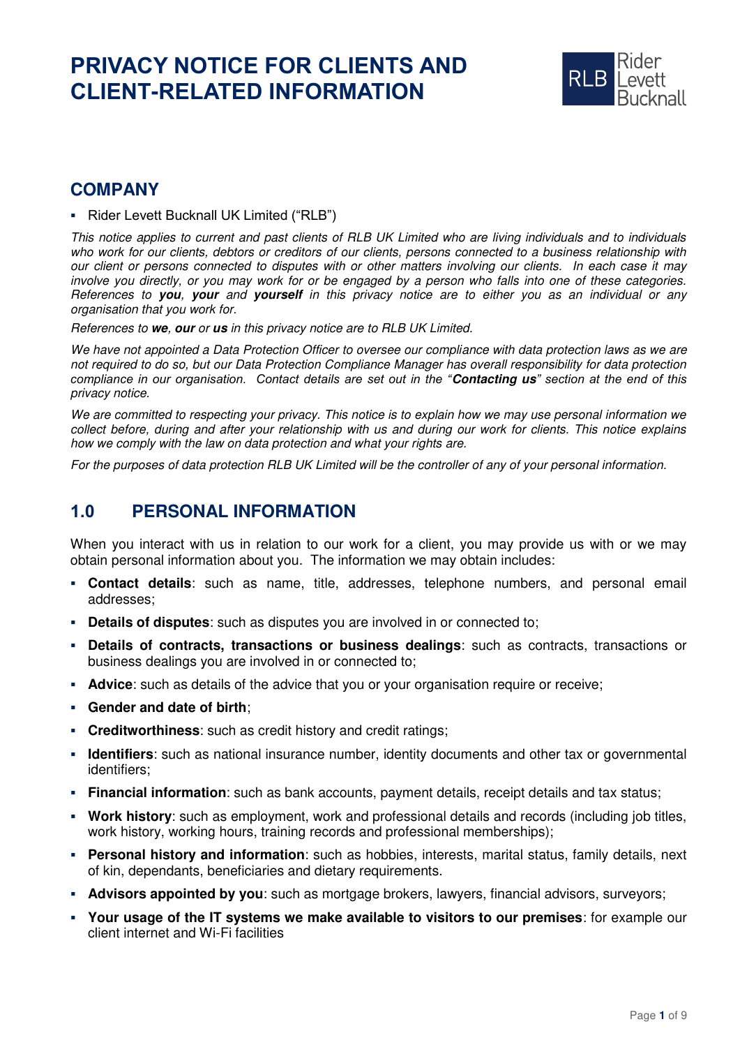# PRIVACY NOTICE FOR CLIENTS AND CLIENT-RELATED INFORMATION

## COMPANY

- Rider Levett Bucknall UK Limited ("RLB")

*This notice applies to current and past clients of RLB UK Limited who are living individuals and to individuals who work for our clients, debtors or creditors of our clients, persons connected to a business relationship with our client or persons connected to disputes with or other matters involving our clients. In each case it may involve you directly, or you may work for or be engaged by a person who falls into one of these categories. References to **you**, **your** and **yourself** in this privacy notice are to either you as an individual or any organisation that you work for.*

*References to **we**, **our** or **us** in this privacy notice are to RLB UK Limited.*

*We have not appointed a Data Protection Officer to oversee our compliance with data protection laws as we are not required to do so, but our Data Protection Compliance Manager has overall responsibility for data protection compliance in our organisation. Contact details are set out in the "**Contacting us**" section at the end of this privacy notice.*

*We are committed to respecting your privacy. This notice is to explain how we may use personal information we collect before, during and after your relationship with us and during our work for clients. This notice explains how we comply with the law on data protection and what your rights are.*

*For the purposes of data protection RLB UK Limited will be the controller of any of your personal information.*

## 1.0 PERSONAL INFORMATION

When you interact with us in relation to our work for a client, you may provide us with or we may obtain personal information about you. The information we may obtain includes:

- **Contact details**: such as name, title, addresses, telephone numbers, and personal email addresses;
- **Details of disputes**: such as disputes you are involved in or connected to;
- **Details of contracts, transactions or business dealings**: such as contracts, transactions or business dealings you are involved in or connected to;
- **Advice**: such as details of the advice that you or your organisation require or receive;
- **Gender and date of birth**;
- **Creditworthiness**: such as credit history and credit ratings;
- **Identifiers**: such as national insurance number, identity documents and other tax or governmental identifiers;
- **Financial information**: such as bank accounts, payment details, receipt details and tax status;
- **Work history**: such as employment, work and professional details and records (including job titles, work history, working hours, training records and professional memberships);
- **Personal history and information**: such as hobbies, interests, marital status, family details, next of kin, dependants, beneficiaries and dietary requirements.
- **Advisors appointed by you**: such as mortgage brokers, lawyers, financial advisors, surveyors;
- **Your usage of the IT systems we make available to visitors to our premises**: for example our client internet and Wi-Fi facilities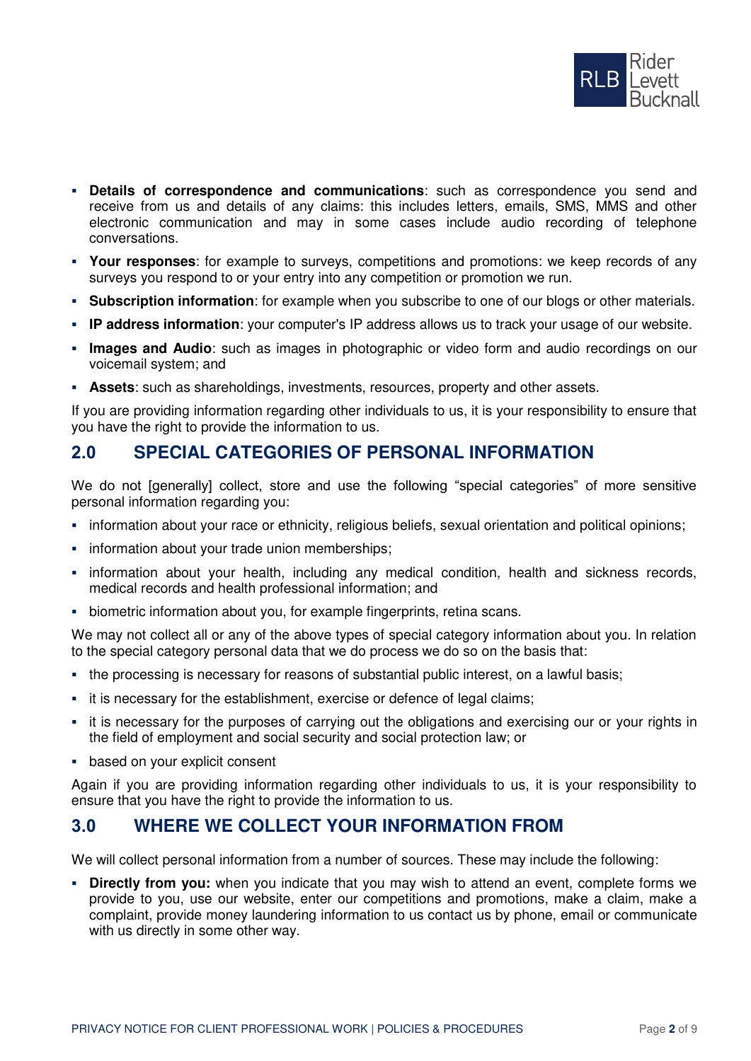- **Details of correspondence and communications**: such as correspondence you send and receive from us and details of any claims: this includes letters, emails, SMS, MMS and other electronic communication and may in some cases include audio recording of telephone conversations.
- **Your responses**: for example to surveys, competitions and promotions: we keep records of any surveys you respond to or your entry into any competition or promotion we run.
- **Subscription information**: for example when you subscribe to one of our blogs or other materials.
- **IP address information**: your computer's IP address allows us to track your usage of our website.
- **Images and Audio**: such as images in photographic or video form and audio recordings on our voicemail system; and
- **Assets**: such as shareholdings, investments, resources, property and other assets.

If you are providing information regarding other individuals to us, it is your responsibility to ensure that you have the right to provide the information to us.

## 2.0 SPECIAL CATEGORIES OF PERSONAL INFORMATION

We do not [generally] collect, store and use the following “special categories” of more sensitive personal information regarding you:

- information about your race or ethnicity, religious beliefs, sexual orientation and political opinions;
- information about your trade union memberships;
- information about your health, including any medical condition, health and sickness records, medical records and health professional information; and
- biometric information about you, for example fingerprints, retina scans.

We may not collect all or any of the above types of special category information about you. In relation to the special category personal data that we do process we do so on the basis that:

- the processing is necessary for reasons of substantial public interest, on a lawful basis;
- it is necessary for the establishment, exercise or defence of legal claims;
- it is necessary for the purposes of carrying out the obligations and exercising our or your rights in the field of employment and social security and social protection law; or
- based on your explicit consent

Again if you are providing information regarding other individuals to us, it is your responsibility to ensure that you have the right to provide the information to us.

## 3.0 WHERE WE COLLECT YOUR INFORMATION FROM

We will collect personal information from a number of sources. These may include the following:

- **Directly from you:** when you indicate that you may wish to attend an event, complete forms we provide to you, use our website, enter our competitions and promotions, make a claim, make a complaint, provide money laundering information to us contact us by phone, email or communicate with us directly in some other way.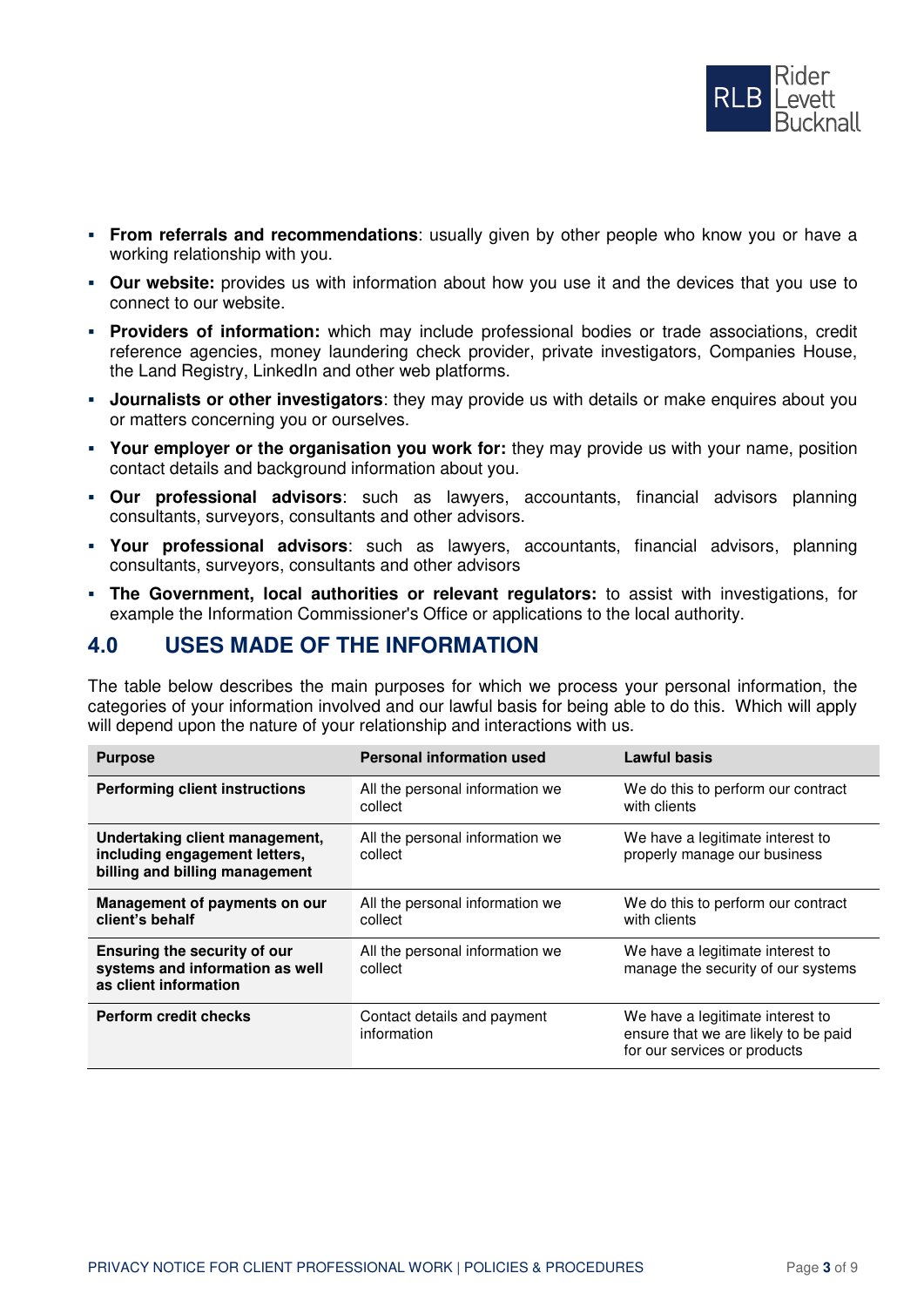- **From referrals and recommendations**: usually given by other people who know you or have a working relationship with you.
- **Our website:** provides us with information about how you use it and the devices that you use to connect to our website.
- **Providers of information:** which may include professional bodies or trade associations, credit reference agencies, money laundering check provider, private investigators, Companies House, the Land Registry, LinkedIn and other web platforms.
- **Journalists or other investigators**: they may provide us with details or make enquires about you or matters concerning you or ourselves.
- **Your employer or the organisation you work for:** they may provide us with your name, position contact details and background information about you.
- **Our professional advisors**: such as lawyers, accountants, financial advisors planning consultants, surveyors, consultants and other advisors.
- **Your professional advisors**: such as lawyers, accountants, financial advisors, planning consultants, surveyors, consultants and other advisors
- **The Government, local authorities or relevant regulators:** to assist with investigations, for example the Information Commissioner's Office or applications to the local authority.

## 4.0 USES MADE OF THE INFORMATION

The table below describes the main purposes for which we process your personal information, the categories of your information involved and our lawful basis for being able to do this. Which will apply will depend upon the nature of your relationship and interactions with us.

| Purpose | Personal information used | Lawful basis |
|---|---|---|
| **Performing client instructions** | All the personal information we collect | We do this to perform our contract with clients |
| **Undertaking client management, including engagement letters, billing and billing management** | All the personal information we collect | We have a legitimate interest to properly manage our business |
| **Management of payments on our client's behalf** | All the personal information we collect | We do this to perform our contract with clients |
| **Ensuring the security of our systems and information as well as client information** | All the personal information we collect | We have a legitimate interest to manage the security of our systems |
| **Perform credit checks** | Contact details and payment information | We have a legitimate interest to ensure that we are likely to be paid for our services or products |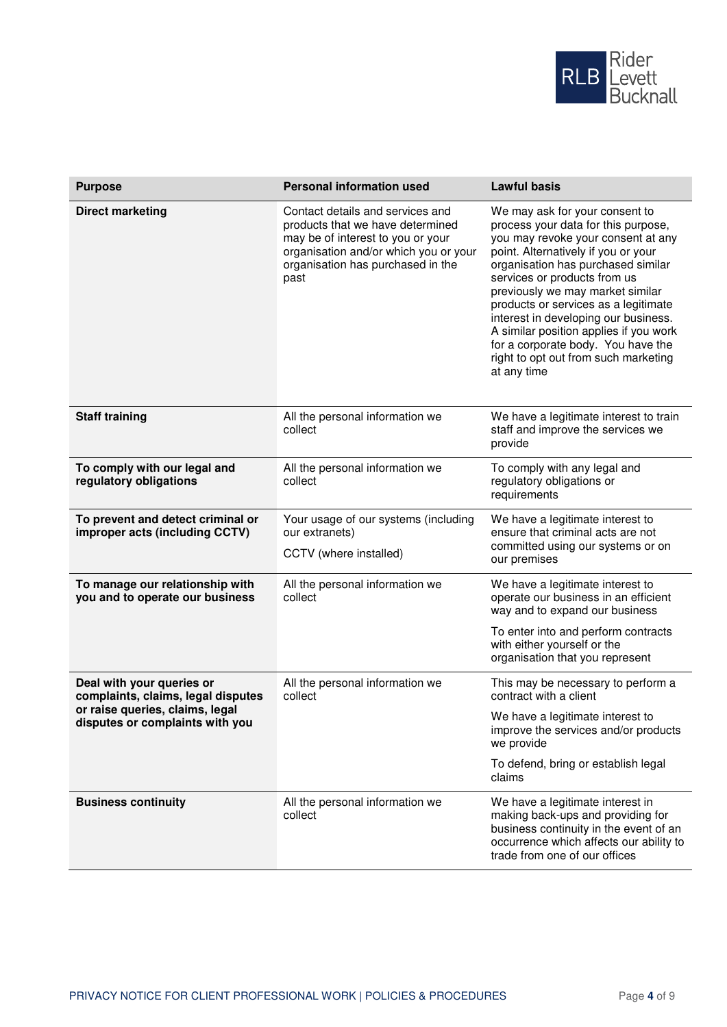| Purpose | Personal information used | Lawful basis |
|---|---|---|
| **Direct marketing** | Contact details and services and products that we have determined may be of interest to you or your organisation and/or which you or your organisation has purchased in the past | We may ask for your consent to process your data for this purpose, you may revoke your consent at any point. Alternatively if you or your organisation has purchased similar services or products from us previously we may market similar products or services as a legitimate interest in developing our business. A similar position applies if you work for a corporate body. You have the right to opt out from such marketing at any time |
| **Staff training** | All the personal information we collect | We have a legitimate interest to train staff and improve the services we provide |
| **To comply with our legal and regulatory obligations** | All the personal information we collect | To comply with any legal and regulatory obligations or requirements |
| **To prevent and detect criminal or improper acts (including CCTV)** | Your usage of our systems (including our extranets)<br><br>CCTV (where installed) | We have a legitimate interest to ensure that criminal acts are not committed using our systems or on our premises |
| **To manage our relationship with you and to operate our business** | All the personal information we collect | We have a legitimate interest to operate our business in an efficient way and to expand our business<br><br>To enter into and perform contracts with either yourself or the organisation that you represent |
| **Deal with your queries or complaints, claims, legal disputes or raise queries, claims, legal disputes or complaints with you** | All the personal information we collect | This may be necessary to perform a contract with a client<br><br>We have a legitimate interest to improve the services and/or products we provide<br><br>To defend, bring or establish legal claims |
| **Business continuity** | All the personal information we collect | We have a legitimate interest in making back-ups and providing for business continuity in the event of an occurrence which affects our ability to trade from one of our offices |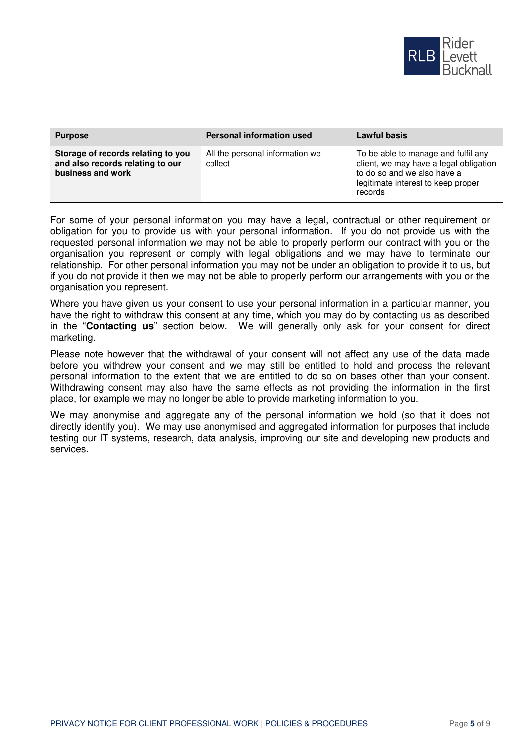| Purpose | Personal information used | Lawful basis |
|---|---|---|
| **Storage of records relating to you and also records relating to our business and work** | All the personal information we collect | To be able to manage and fulfil any client, we may have a legal obligation to do so and we also have a legitimate interest to keep proper records |

For some of your personal information you may have a legal, contractual or other requirement or obligation for you to provide us with your personal information. If you do not provide us with the requested personal information we may not be able to properly perform our contract with you or the organisation you represent or comply with legal obligations and we may have to terminate our relationship. For other personal information you may not be under an obligation to provide it to us, but if you do not provide it then we may not be able to properly perform our arrangements with you or the organisation you represent.

Where you have given us your consent to use your personal information in a particular manner, you have the right to withdraw this consent at any time, which you may do by contacting us as described in the "**Contacting us**" section below. We will generally only ask for your consent for direct marketing.

Please note however that the withdrawal of your consent will not affect any use of the data made before you withdrew your consent and we may still be entitled to hold and process the relevant personal information to the extent that we are entitled to do so on bases other than your consent. Withdrawing consent may also have the same effects as not providing the information in the first place, for example we may no longer be able to provide marketing information to you.

We may anonymise and aggregate any of the personal information we hold (so that it does not directly identify you). We may use anonymised and aggregated information for purposes that include testing our IT systems, research, data analysis, improving our site and developing new products and services.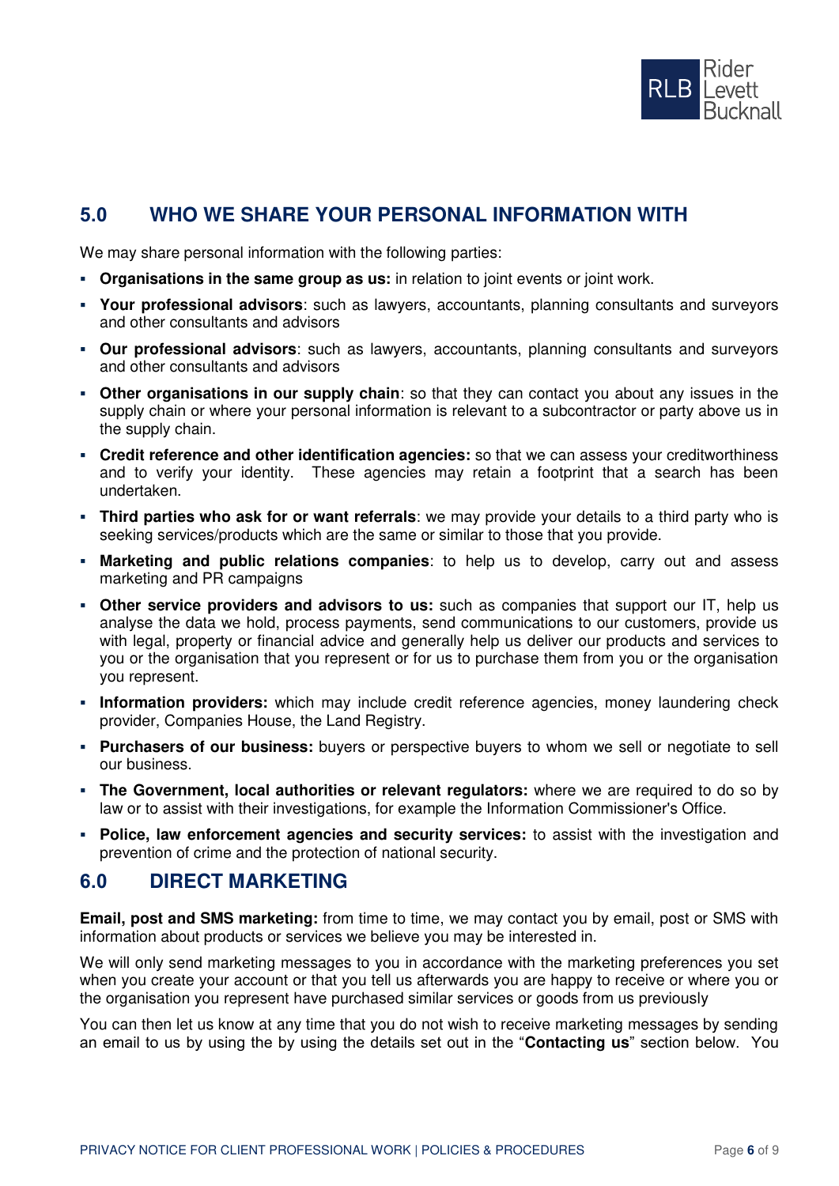## 5.0 WHO WE SHARE YOUR PERSONAL INFORMATION WITH

We may share personal information with the following parties:

- **Organisations in the same group as us:** in relation to joint events or joint work.
- **Your professional advisors**: such as lawyers, accountants, planning consultants and surveyors and other consultants and advisors
- **Our professional advisors**: such as lawyers, accountants, planning consultants and surveyors and other consultants and advisors
- **Other organisations in our supply chain**: so that they can contact you about any issues in the supply chain or where your personal information is relevant to a subcontractor or party above us in the supply chain.
- **Credit reference and other identification agencies:** so that we can assess your creditworthiness and to verify your identity. These agencies may retain a footprint that a search has been undertaken.
- **Third parties who ask for or want referrals**: we may provide your details to a third party who is seeking services/products which are the same or similar to those that you provide.
- **Marketing and public relations companies**: to help us to develop, carry out and assess marketing and PR campaigns
- **Other service providers and advisors to us:** such as companies that support our IT, help us analyse the data we hold, process payments, send communications to our customers, provide us with legal, property or financial advice and generally help us deliver our products and services to you or the organisation that you represent or for us to purchase them from you or the organisation you represent.
- **Information providers:** which may include credit reference agencies, money laundering check provider, Companies House, the Land Registry.
- **Purchasers of our business:** buyers or perspective buyers to whom we sell or negotiate to sell our business.
- **The Government, local authorities or relevant regulators:** where we are required to do so by law or to assist with their investigations, for example the Information Commissioner's Office.
- **Police, law enforcement agencies and security services:** to assist with the investigation and prevention of crime and the protection of national security.

## 6.0 DIRECT MARKETING

**Email, post and SMS marketing:** from time to time, we may contact you by email, post or SMS with information about products or services we believe you may be interested in.

We will only send marketing messages to you in accordance with the marketing preferences you set when you create your account or that you tell us afterwards you are happy to receive or where you or the organisation you represent have purchased similar services or goods from us previously

You can then let us know at any time that you do not wish to receive marketing messages by sending an email to us by using the by using the details set out in the "**Contacting us**" section below. You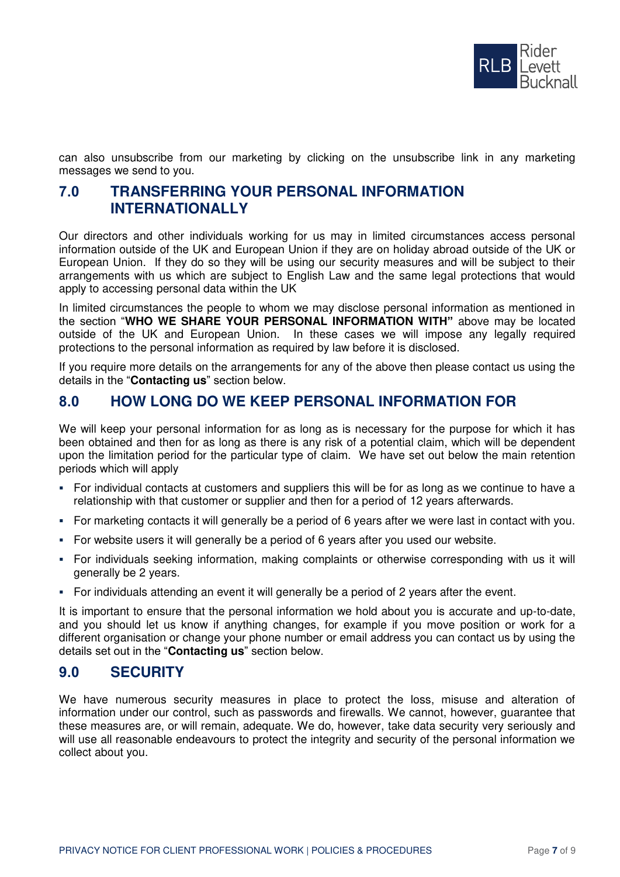can also unsubscribe from our marketing by clicking on the unsubscribe link in any marketing messages we send to you.

## 7.0 TRANSFERRING YOUR PERSONAL INFORMATION INTERNATIONALLY

Our directors and other individuals working for us may in limited circumstances access personal information outside of the UK and European Union if they are on holiday abroad outside of the UK or European Union. If they do so they will be using our security measures and will be subject to their arrangements with us which are subject to English Law and the same legal protections that would apply to accessing personal data within the UK

In limited circumstances the people to whom we may disclose personal information as mentioned in the section "**WHO WE SHARE YOUR PERSONAL INFORMATION WITH"** above may be located outside of the UK and European Union. In these cases we will impose any legally required protections to the personal information as required by law before it is disclosed.

If you require more details on the arrangements for any of the above then please contact us using the details in the "**Contacting us**" section below.

## 8.0 HOW LONG DO WE KEEP PERSONAL INFORMATION FOR

We will keep your personal information for as long as is necessary for the purpose for which it has been obtained and then for as long as there is any risk of a potential claim, which will be dependent upon the limitation period for the particular type of claim. We have set out below the main retention periods which will apply

- For individual contacts at customers and suppliers this will be for as long as we continue to have a relationship with that customer or supplier and then for a period of 12 years afterwards.
- For marketing contacts it will generally be a period of 6 years after we were last in contact with you.
- For website users it will generally be a period of 6 years after you used our website.
- For individuals seeking information, making complaints or otherwise corresponding with us it will generally be 2 years.
- For individuals attending an event it will generally be a period of 2 years after the event.

It is important to ensure that the personal information we hold about you is accurate and up-to-date, and you should let us know if anything changes, for example if you move position or work for a different organisation or change your phone number or email address you can contact us by using the details set out in the "**Contacting us**" section below.

## 9.0 SECURITY

We have numerous security measures in place to protect the loss, misuse and alteration of information under our control, such as passwords and firewalls. We cannot, however, guarantee that these measures are, or will remain, adequate. We do, however, take data security very seriously and will use all reasonable endeavours to protect the integrity and security of the personal information we collect about you.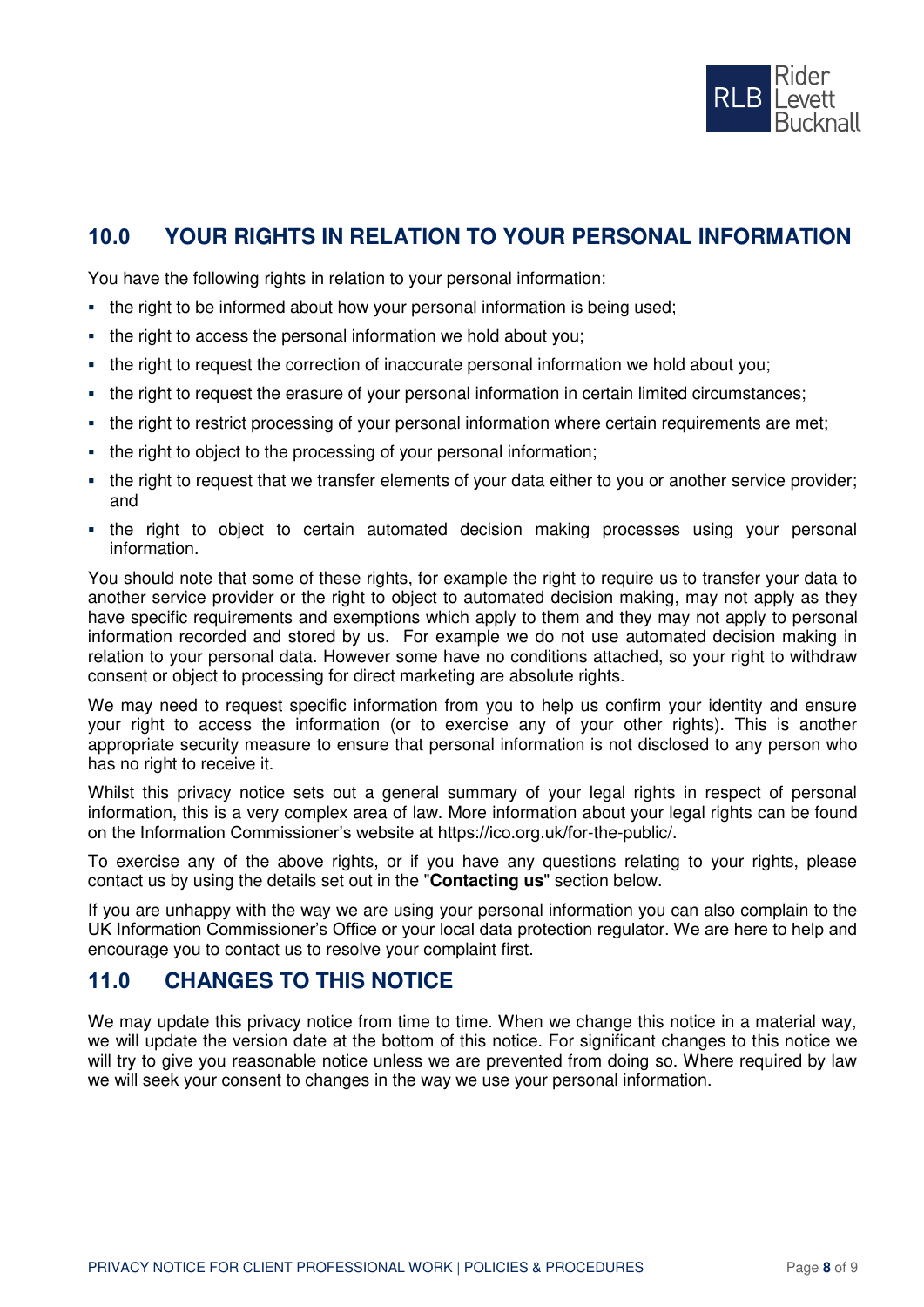## 10.0 YOUR RIGHTS IN RELATION TO YOUR PERSONAL INFORMATION

You have the following rights in relation to your personal information:

- the right to be informed about how your personal information is being used;
- the right to access the personal information we hold about you;
- the right to request the correction of inaccurate personal information we hold about you;
- the right to request the erasure of your personal information in certain limited circumstances;
- the right to restrict processing of your personal information where certain requirements are met;
- the right to object to the processing of your personal information;
- the right to request that we transfer elements of your data either to you or another service provider; and
- the right to object to certain automated decision making processes using your personal information.

You should note that some of these rights, for example the right to require us to transfer your data to another service provider or the right to object to automated decision making, may not apply as they have specific requirements and exemptions which apply to them and they may not apply to personal information recorded and stored by us. For example we do not use automated decision making in relation to your personal data. However some have no conditions attached, so your right to withdraw consent or object to processing for direct marketing are absolute rights.

We may need to request specific information from you to help us confirm your identity and ensure your right to access the information (or to exercise any of your other rights). This is another appropriate security measure to ensure that personal information is not disclosed to any person who has no right to receive it.

Whilst this privacy notice sets out a general summary of your legal rights in respect of personal information, this is a very complex area of law. More information about your legal rights can be found on the Information Commissioner's website at https://ico.org.uk/for-the-public/.

To exercise any of the above rights, or if you have any questions relating to your rights, please contact us by using the details set out in the "**Contacting us**" section below.

If you are unhappy with the way we are using your personal information you can also complain to the UK Information Commissioner's Office or your local data protection regulator. We are here to help and encourage you to contact us to resolve your complaint first.

## 11.0 CHANGES TO THIS NOTICE

We may update this privacy notice from time to time. When we change this notice in a material way, we will update the version date at the bottom of this notice. For significant changes to this notice we will try to give you reasonable notice unless we are prevented from doing so. Where required by law we will seek your consent to changes in the way we use your personal information.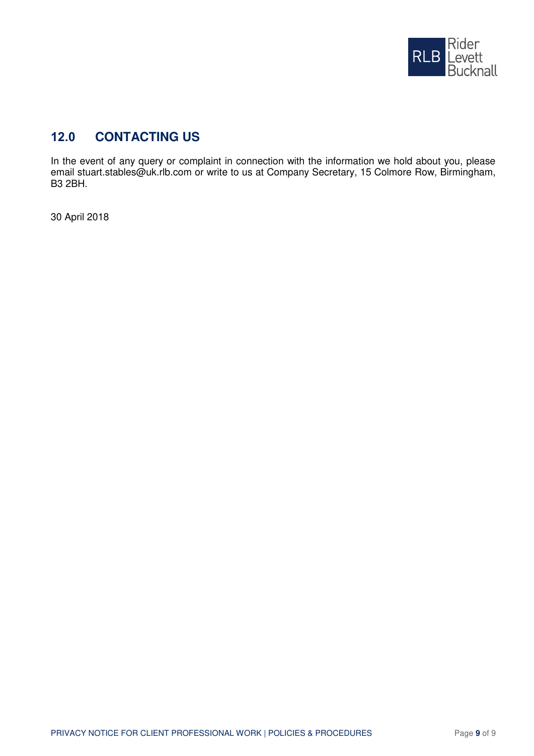## 12.0 CONTACTING US

In the event of any query or complaint in connection with the information we hold about you, please email stuart.stables@uk.rlb.com or write to us at Company Secretary, 15 Colmore Row, Birmingham, B3 2BH.

30 April 2018